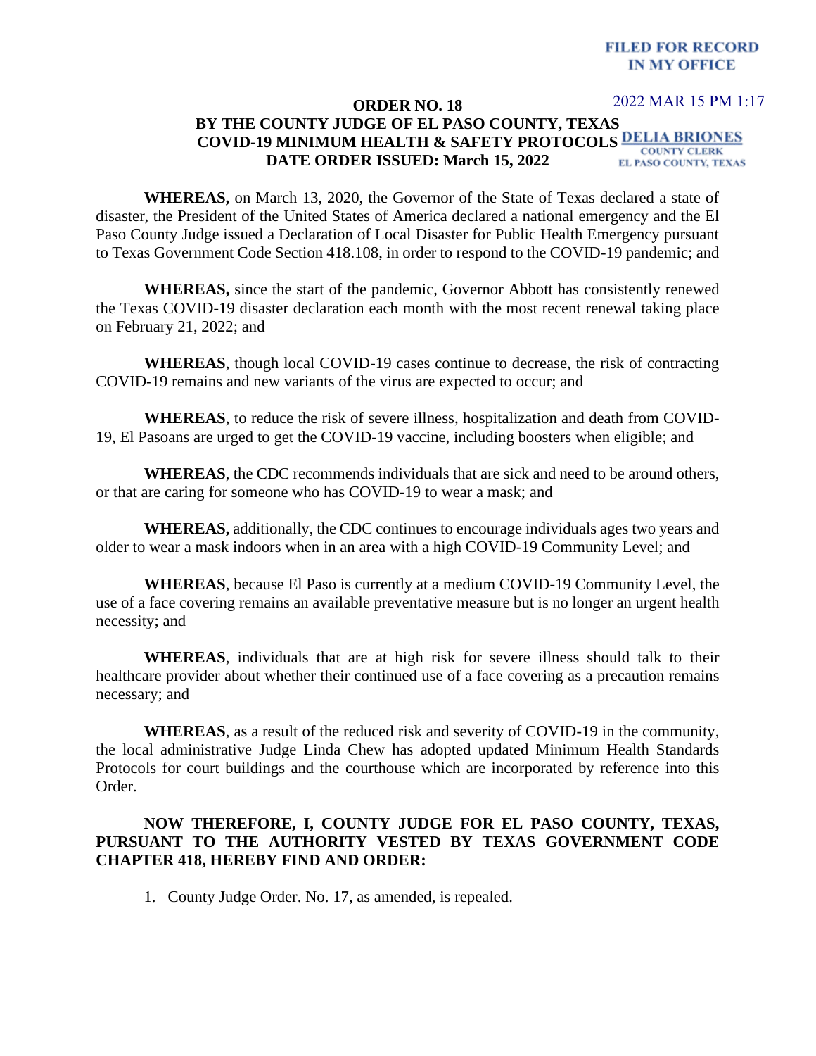FILED FOR RECORD
IN MY OFFICE

2022 MAR 15 PM 1:17

DELIA BRIONES
COUNTY CLERK
EL PASO COUNTY, TEXAS

**ORDER NO. 18**
**BY THE COUNTY JUDGE OF EL PASO COUNTY, TEXAS**
**COVID-19 MINIMUM HEALTH & SAFETY PROTOCOLS**
**DATE ORDER ISSUED: March 15, 2022**

**WHEREAS,** on March 13, 2020, the Governor of the State of Texas declared a state of disaster, the President of the United States of America declared a national emergency and the El Paso County Judge issued a Declaration of Local Disaster for Public Health Emergency pursuant to Texas Government Code Section 418.108, in order to respond to the COVID-19 pandemic; and

**WHEREAS,** since the start of the pandemic, Governor Abbott has consistently renewed the Texas COVID-19 disaster declaration each month with the most recent renewal taking place on February 21, 2022; and

**WHEREAS**, though local COVID-19 cases continue to decrease, the risk of contracting COVID-19 remains and new variants of the virus are expected to occur; and

**WHEREAS**, to reduce the risk of severe illness, hospitalization and death from COVID-19, El Pasoans are urged to get the COVID-19 vaccine, including boosters when eligible; and

**WHEREAS**, the CDC recommends individuals that are sick and need to be around others, or that are caring for someone who has COVID-19 to wear a mask; and

**WHEREAS,** additionally, the CDC continues to encourage individuals ages two years and older to wear a mask indoors when in an area with a high COVID-19 Community Level; and

**WHEREAS**, because El Paso is currently at a medium COVID-19 Community Level, the use of a face covering remains an available preventative measure but is no longer an urgent health necessity; and

**WHEREAS**, individuals that are at high risk for severe illness should talk to their healthcare provider about whether their continued use of a face covering as a precaution remains necessary; and

**WHEREAS**, as a result of the reduced risk and severity of COVID-19 in the community, the local administrative Judge Linda Chew has adopted updated Minimum Health Standards Protocols for court buildings and the courthouse which are incorporated by reference into this Order.

**NOW THEREFORE, I, COUNTY JUDGE FOR EL PASO COUNTY, TEXAS, PURSUANT TO THE AUTHORITY VESTED BY TEXAS GOVERNMENT CODE CHAPTER 418, HEREBY FIND AND ORDER:**

1. County Judge Order. No. 17, as amended, is repealed.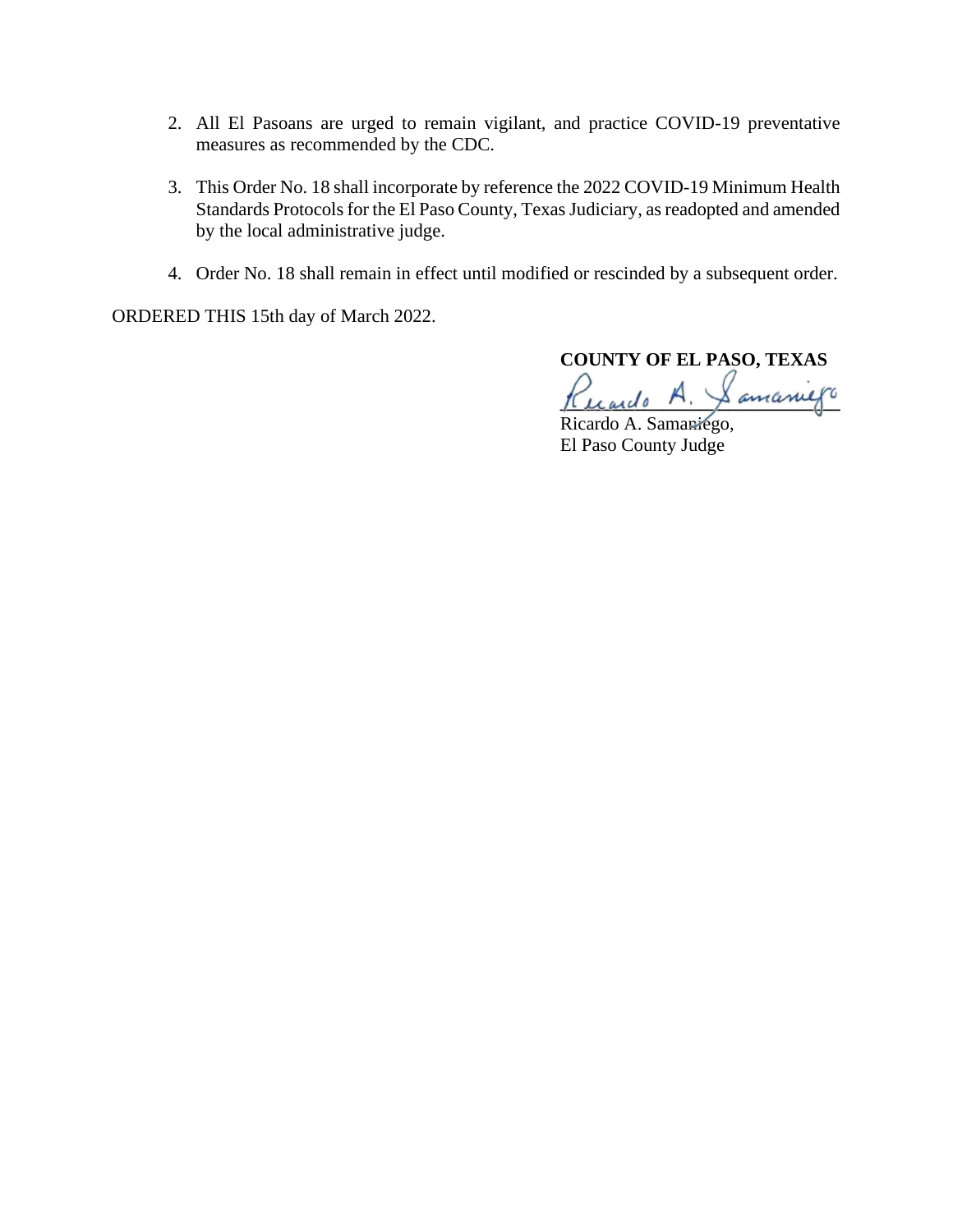2. All El Pasoans are urged to remain vigilant, and practice COVID-19 preventative measures as recommended by the CDC.

3. This Order No. 18 shall incorporate by reference the 2022 COVID-19 Minimum Health Standards Protocols for the El Paso County, Texas Judiciary, as readopted and amended by the local administrative judge.

4. Order No. 18 shall remain in effect until modified or rescinded by a subsequent order.

ORDERED THIS 15th day of March 2022.

**COUNTY OF EL PASO, TEXAS**

Ricardo A. Samaniego,
El Paso County Judge